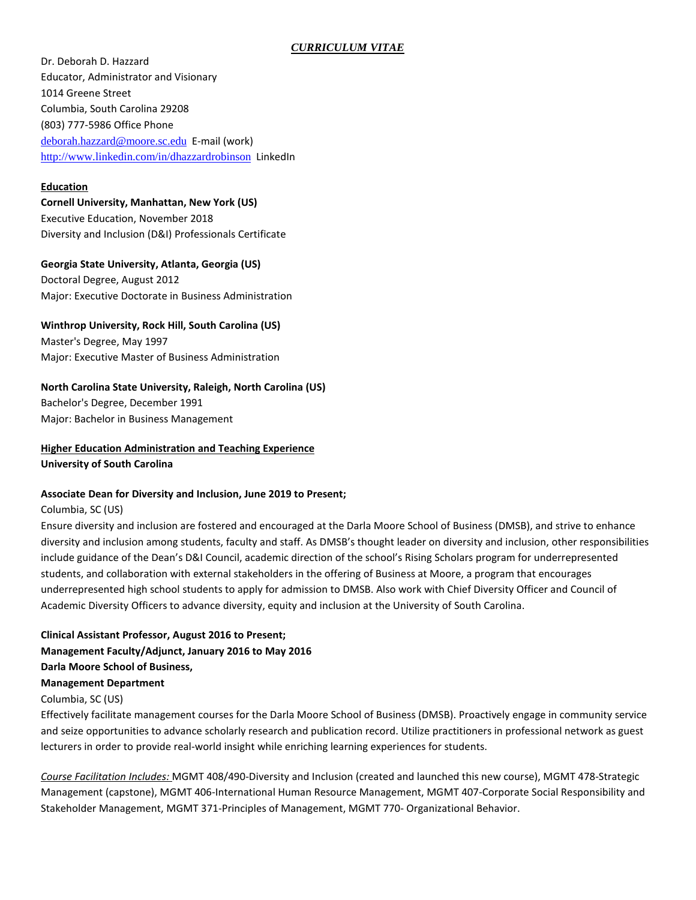# *CURRICULUM VITAE*

Dr. Deborah D. Hazzard
Educator, Administrator and Visionary
1014 Greene Street
Columbia, South Carolina 29208
(803) 777-5986 Office Phone
deborah.hazzard@moore.sc.edu E-mail (work)
http://www.linkedin.com/in/dhazzardrobinson LinkedIn

## Education

**Cornell University, Manhattan, New York (US)**
Executive Education, November 2018
Diversity and Inclusion (D&I) Professionals Certificate

**Georgia State University, Atlanta, Georgia (US)**
Doctoral Degree, August 2012
Major: Executive Doctorate in Business Administration

**Winthrop University, Rock Hill, South Carolina (US)**
Master's Degree, May 1997
Major: Executive Master of Business Administration

**North Carolina State University, Raleigh, North Carolina (US)**
Bachelor's Degree, December 1991
Major: Bachelor in Business Management

## Higher Education Administration and Teaching Experience

**University of South Carolina**

**Associate Dean for Diversity and Inclusion, June 2019 to Present;**
Columbia, SC (US)
Ensure diversity and inclusion are fostered and encouraged at the Darla Moore School of Business (DMSB), and strive to enhance diversity and inclusion among students, faculty and staff. As DMSB's thought leader on diversity and inclusion, other responsibilities include guidance of the Dean's D&I Council, academic direction of the school's Rising Scholars program for underrepresented students, and collaboration with external stakeholders in the offering of Business at Moore, a program that encourages underrepresented high school students to apply for admission to DMSB. Also work with Chief Diversity Officer and Council of Academic Diversity Officers to advance diversity, equity and inclusion at the University of South Carolina.

**Clinical Assistant Professor, August 2016 to Present;**
**Management Faculty/Adjunct, January 2016 to May 2016**
**Darla Moore School of Business,**
**Management Department**
Columbia, SC (US)
Effectively facilitate management courses for the Darla Moore School of Business (DMSB). Proactively engage in community service and seize opportunities to advance scholarly research and publication record. Utilize practitioners in professional network as guest lecturers in order to provide real-world insight while enriching learning experiences for students.

*Course Facilitation Includes:* MGMT 408/490-Diversity and Inclusion (created and launched this new course), MGMT 478-Strategic Management (capstone), MGMT 406-International Human Resource Management, MGMT 407-Corporate Social Responsibility and Stakeholder Management, MGMT 371-Principles of Management, MGMT 770- Organizational Behavior.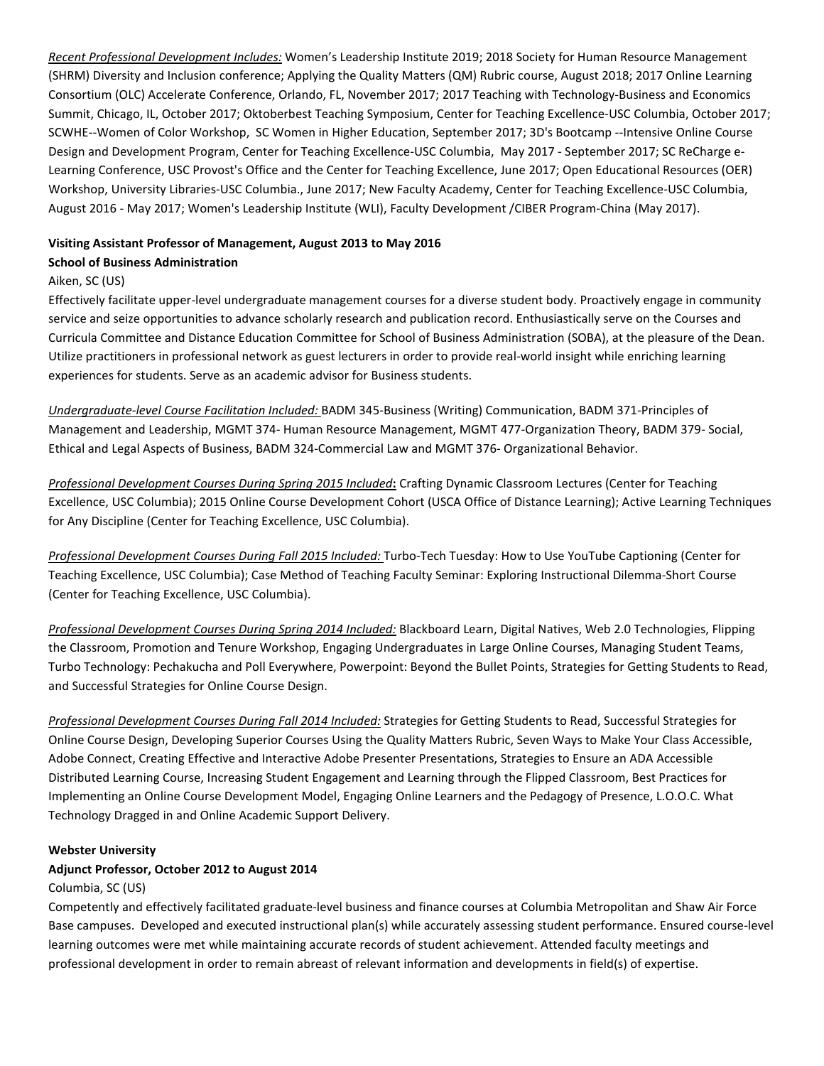*Recent Professional Development Includes:* Women's Leadership Institute 2019; 2018 Society for Human Resource Management (SHRM) Diversity and Inclusion conference; Applying the Quality Matters (QM) Rubric course, August 2018; 2017 Online Learning Consortium (OLC) Accelerate Conference, Orlando, FL, November 2017; 2017 Teaching with Technology-Business and Economics Summit, Chicago, IL, October 2017; Oktoberbest Teaching Symposium, Center for Teaching Excellence-USC Columbia, October 2017; SCWHE--Women of Color Workshop, SC Women in Higher Education, September 2017; 3D's Bootcamp --Intensive Online Course Design and Development Program, Center for Teaching Excellence-USC Columbia, May 2017 - September 2017; SC ReCharge e-Learning Conference, USC Provost's Office and the Center for Teaching Excellence, June 2017; Open Educational Resources (OER) Workshop, University Libraries-USC Columbia., June 2017; New Faculty Academy, Center for Teaching Excellence-USC Columbia, August 2016 - May 2017; Women's Leadership Institute (WLI), Faculty Development /CIBER Program-China (May 2017).

**Visiting Assistant Professor of Management, August 2013 to May 2016**
**School of Business Administration**
Aiken, SC (US)
Effectively facilitate upper-level undergraduate management courses for a diverse student body. Proactively engage in community service and seize opportunities to advance scholarly research and publication record. Enthusiastically serve on the Courses and Curricula Committee and Distance Education Committee for School of Business Administration (SOBA), at the pleasure of the Dean. Utilize practitioners in professional network as guest lecturers in order to provide real-world insight while enriching learning experiences for students. Serve as an academic advisor for Business students.

*Undergraduate-level Course Facilitation Included:* BADM 345-Business (Writing) Communication, BADM 371-Principles of Management and Leadership, MGMT 374- Human Resource Management, MGMT 477-Organization Theory, BADM 379- Social, Ethical and Legal Aspects of Business, BADM 324-Commercial Law and MGMT 376- Organizational Behavior.

*Professional Development Courses During Spring 2015 Included***:** Crafting Dynamic Classroom Lectures (Center for Teaching Excellence, USC Columbia); 2015 Online Course Development Cohort (USCA Office of Distance Learning); Active Learning Techniques for Any Discipline (Center for Teaching Excellence, USC Columbia).

*Professional Development Courses During Fall 2015 Included:* Turbo-Tech Tuesday: How to Use YouTube Captioning (Center for Teaching Excellence, USC Columbia); Case Method of Teaching Faculty Seminar: Exploring Instructional Dilemma-Short Course (Center for Teaching Excellence, USC Columbia).

*Professional Development Courses During Spring 2014 Included:* Blackboard Learn, Digital Natives, Web 2.0 Technologies, Flipping the Classroom, Promotion and Tenure Workshop, Engaging Undergraduates in Large Online Courses, Managing Student Teams, Turbo Technology: Pechakucha and Poll Everywhere, Powerpoint: Beyond the Bullet Points, Strategies for Getting Students to Read, and Successful Strategies for Online Course Design.

*Professional Development Courses During Fall 2014 Included:* Strategies for Getting Students to Read, Successful Strategies for Online Course Design, Developing Superior Courses Using the Quality Matters Rubric, Seven Ways to Make Your Class Accessible, Adobe Connect, Creating Effective and Interactive Adobe Presenter Presentations, Strategies to Ensure an ADA Accessible Distributed Learning Course, Increasing Student Engagement and Learning through the Flipped Classroom, Best Practices for Implementing an Online Course Development Model, Engaging Online Learners and the Pedagogy of Presence, L.O.O.C. What Technology Dragged in and Online Academic Support Delivery.

**Webster University**
**Adjunct Professor, October 2012 to August 2014**
Columbia, SC (US)
Competently and effectively facilitated graduate-level business and finance courses at Columbia Metropolitan and Shaw Air Force Base campuses. Developed and executed instructional plan(s) while accurately assessing student performance. Ensured course-level learning outcomes were met while maintaining accurate records of student achievement. Attended faculty meetings and professional development in order to remain abreast of relevant information and developments in field(s) of expertise.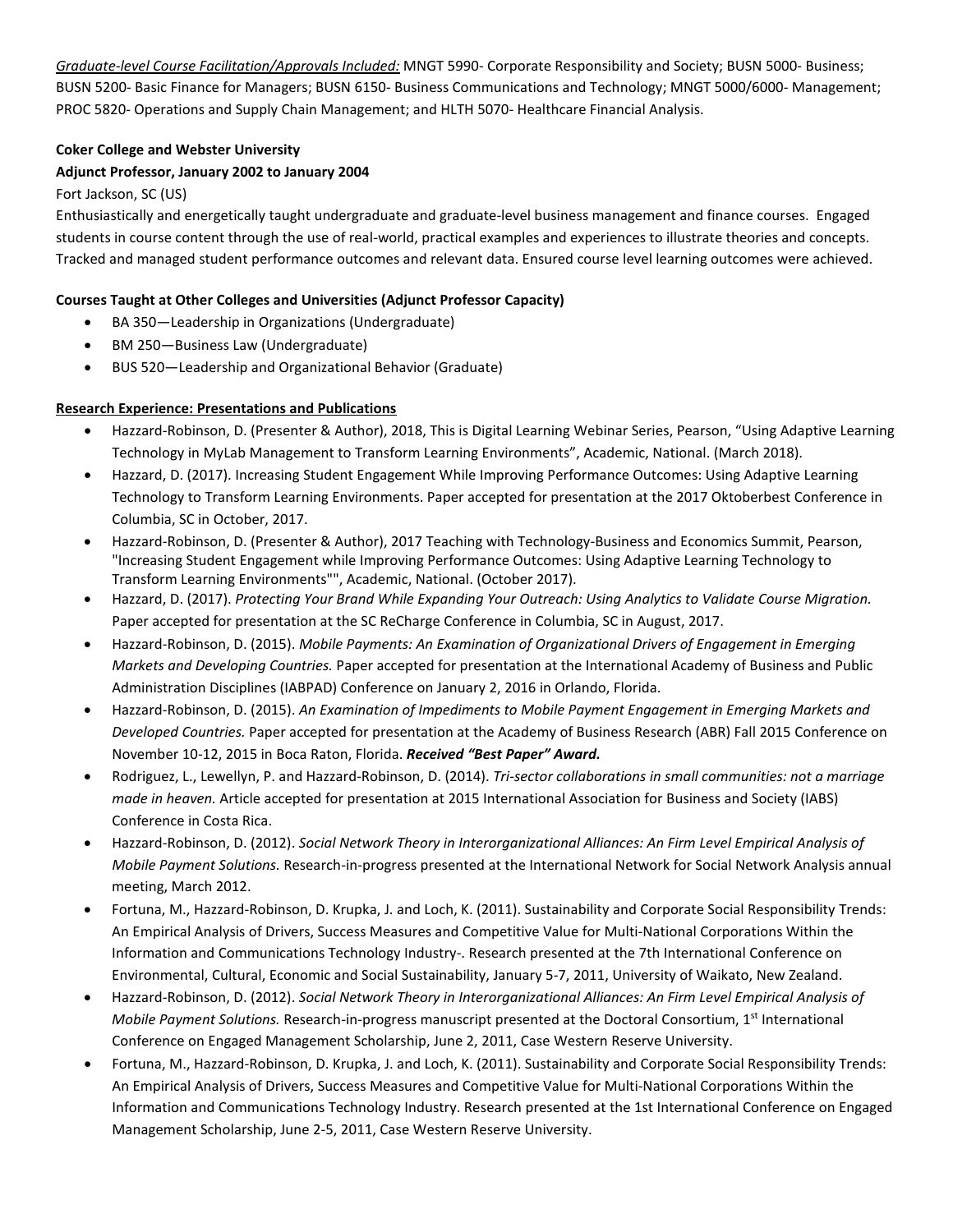*Graduate-level Course Facilitation/Approvals Included:* MNGT 5990- Corporate Responsibility and Society; BUSN 5000- Business; BUSN 5200- Basic Finance for Managers; BUSN 6150- Business Communications and Technology; MNGT 5000/6000- Management; PROC 5820- Operations and Supply Chain Management; and HLTH 5070- Healthcare Financial Analysis.

**Coker College and Webster University**

**Adjunct Professor, January 2002 to January 2004**

Fort Jackson, SC (US)

Enthusiastically and energetically taught undergraduate and graduate-level business management and finance courses. Engaged students in course content through the use of real-world, practical examples and experiences to illustrate theories and concepts. Tracked and managed student performance outcomes and relevant data. Ensured course level learning outcomes were achieved.

**Courses Taught at Other Colleges and Universities (Adjunct Professor Capacity)**

- BA 350—Leadership in Organizations (Undergraduate)
- BM 250—Business Law (Undergraduate)
- BUS 520—Leadership and Organizational Behavior (Graduate)

**Research Experience: Presentations and Publications**

- Hazzard-Robinson, D. (Presenter & Author), 2018, This is Digital Learning Webinar Series, Pearson, "Using Adaptive Learning Technology in MyLab Management to Transform Learning Environments", Academic, National. (March 2018).
- Hazzard, D. (2017). Increasing Student Engagement While Improving Performance Outcomes: Using Adaptive Learning Technology to Transform Learning Environments. Paper accepted for presentation at the 2017 Oktoberbest Conference in Columbia, SC in October, 2017.
- Hazzard-Robinson, D. (Presenter & Author), 2017 Teaching with Technology-Business and Economics Summit, Pearson, "Increasing Student Engagement while Improving Performance Outcomes: Using Adaptive Learning Technology to Transform Learning Environments"", Academic, National. (October 2017).
- Hazzard, D. (2017). *Protecting Your Brand While Expanding Your Outreach: Using Analytics to Validate Course Migration.* Paper accepted for presentation at the SC ReCharge Conference in Columbia, SC in August, 2017.
- Hazzard-Robinson, D. (2015). *Mobile Payments: An Examination of Organizational Drivers of Engagement in Emerging Markets and Developing Countries.* Paper accepted for presentation at the International Academy of Business and Public Administration Disciplines (IABPAD) Conference on January 2, 2016 in Orlando, Florida.
- Hazzard-Robinson, D. (2015). *An Examination of Impediments to Mobile Payment Engagement in Emerging Markets and Developed Countries.* Paper accepted for presentation at the Academy of Business Research (ABR) Fall 2015 Conference on November 10-12, 2015 in Boca Raton, Florida. ***Received "Best Paper" Award.***
- Rodriguez, L., Lewellyn, P. and Hazzard-Robinson, D. (2014). *Tri-sector collaborations in small communities: not a marriage made in heaven.* Article accepted for presentation at 2015 International Association for Business and Society (IABS) Conference in Costa Rica.
- Hazzard-Robinson, D. (2012). *Social Network Theory in Interorganizational Alliances: An Firm Level Empirical Analysis of Mobile Payment Solutions.* Research-in-progress presented at the International Network for Social Network Analysis annual meeting, March 2012.
- Fortuna, M., Hazzard-Robinson, D. Krupka, J. and Loch, K. (2011). Sustainability and Corporate Social Responsibility Trends: An Empirical Analysis of Drivers, Success Measures and Competitive Value for Multi-National Corporations Within the Information and Communications Technology Industry-. Research presented at the 7th International Conference on Environmental, Cultural, Economic and Social Sustainability, January 5-7, 2011, University of Waikato, New Zealand.
- Hazzard-Robinson, D. (2012). *Social Network Theory in Interorganizational Alliances: An Firm Level Empirical Analysis of Mobile Payment Solutions.* Research-in-progress manuscript presented at the Doctoral Consortium, 1st International Conference on Engaged Management Scholarship, June 2, 2011, Case Western Reserve University.
- Fortuna, M., Hazzard-Robinson, D. Krupka, J. and Loch, K. (2011). Sustainability and Corporate Social Responsibility Trends: An Empirical Analysis of Drivers, Success Measures and Competitive Value for Multi-National Corporations Within the Information and Communications Technology Industry. Research presented at the 1st International Conference on Engaged Management Scholarship, June 2-5, 2011, Case Western Reserve University.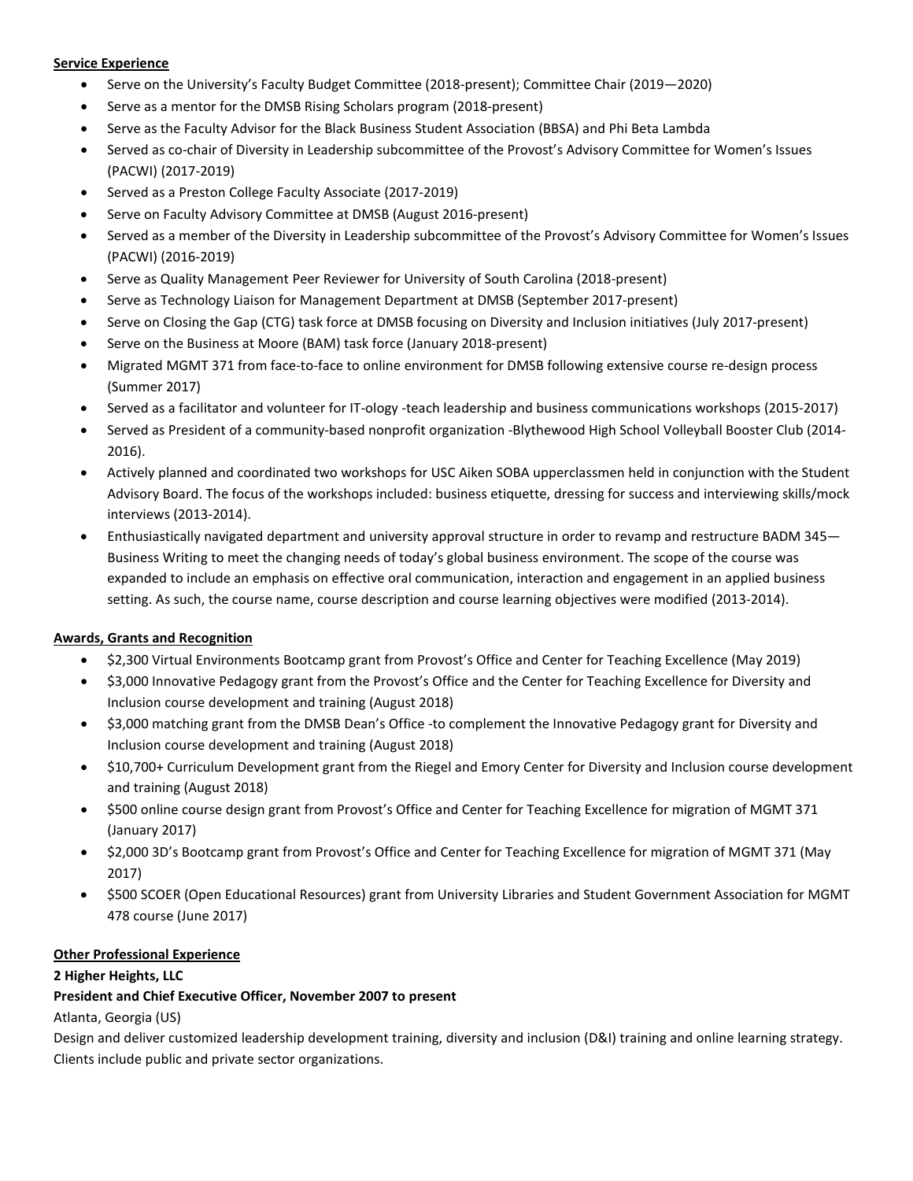**Service Experience**

- Serve on the University's Faculty Budget Committee (2018-present); Committee Chair (2019—2020)
- Serve as a mentor for the DMSB Rising Scholars program (2018-present)
- Serve as the Faculty Advisor for the Black Business Student Association (BBSA) and Phi Beta Lambda
- Served as co-chair of Diversity in Leadership subcommittee of the Provost's Advisory Committee for Women's Issues (PACWI) (2017-2019)
- Served as a Preston College Faculty Associate (2017-2019)
- Serve on Faculty Advisory Committee at DMSB (August 2016-present)
- Served as a member of the Diversity in Leadership subcommittee of the Provost's Advisory Committee for Women's Issues (PACWI) (2016-2019)
- Serve as Quality Management Peer Reviewer for University of South Carolina (2018-present)
- Serve as Technology Liaison for Management Department at DMSB (September 2017-present)
- Serve on Closing the Gap (CTG) task force at DMSB focusing on Diversity and Inclusion initiatives (July 2017-present)
- Serve on the Business at Moore (BAM) task force (January 2018-present)
- Migrated MGMT 371 from face-to-face to online environment for DMSB following extensive course re-design process (Summer 2017)
- Served as a facilitator and volunteer for IT-ology -teach leadership and business communications workshops (2015-2017)
- Served as President of a community-based nonprofit organization -Blythewood High School Volleyball Booster Club (2014-2016).
- Actively planned and coordinated two workshops for USC Aiken SOBA upperclassmen held in conjunction with the Student Advisory Board. The focus of the workshops included: business etiquette, dressing for success and interviewing skills/mock interviews (2013-2014).
- Enthusiastically navigated department and university approval structure in order to revamp and restructure BADM 345—Business Writing to meet the changing needs of today's global business environment. The scope of the course was expanded to include an emphasis on effective oral communication, interaction and engagement in an applied business setting. As such, the course name, course description and course learning objectives were modified (2013-2014).

**Awards, Grants and Recognition**

- $2,300 Virtual Environments Bootcamp grant from Provost's Office and Center for Teaching Excellence (May 2019)
- $3,000 Innovative Pedagogy grant from the Provost's Office and the Center for Teaching Excellence for Diversity and Inclusion course development and training (August 2018)
- $3,000 matching grant from the DMSB Dean's Office -to complement the Innovative Pedagogy grant for Diversity and Inclusion course development and training (August 2018)
- $10,700+ Curriculum Development grant from the Riegel and Emory Center for Diversity and Inclusion course development and training (August 2018)
- $500 online course design grant from Provost's Office and Center for Teaching Excellence for migration of MGMT 371 (January 2017)
- $2,000 3D's Bootcamp grant from Provost's Office and Center for Teaching Excellence for migration of MGMT 371 (May 2017)
- $500 SCOER (Open Educational Resources) grant from University Libraries and Student Government Association for MGMT 478 course (June 2017)

**Other Professional Experience**

**2 Higher Heights, LLC**

**President and Chief Executive Officer, November 2007 to present**

Atlanta, Georgia (US)

Design and deliver customized leadership development training, diversity and inclusion (D&I) training and online learning strategy. Clients include public and private sector organizations.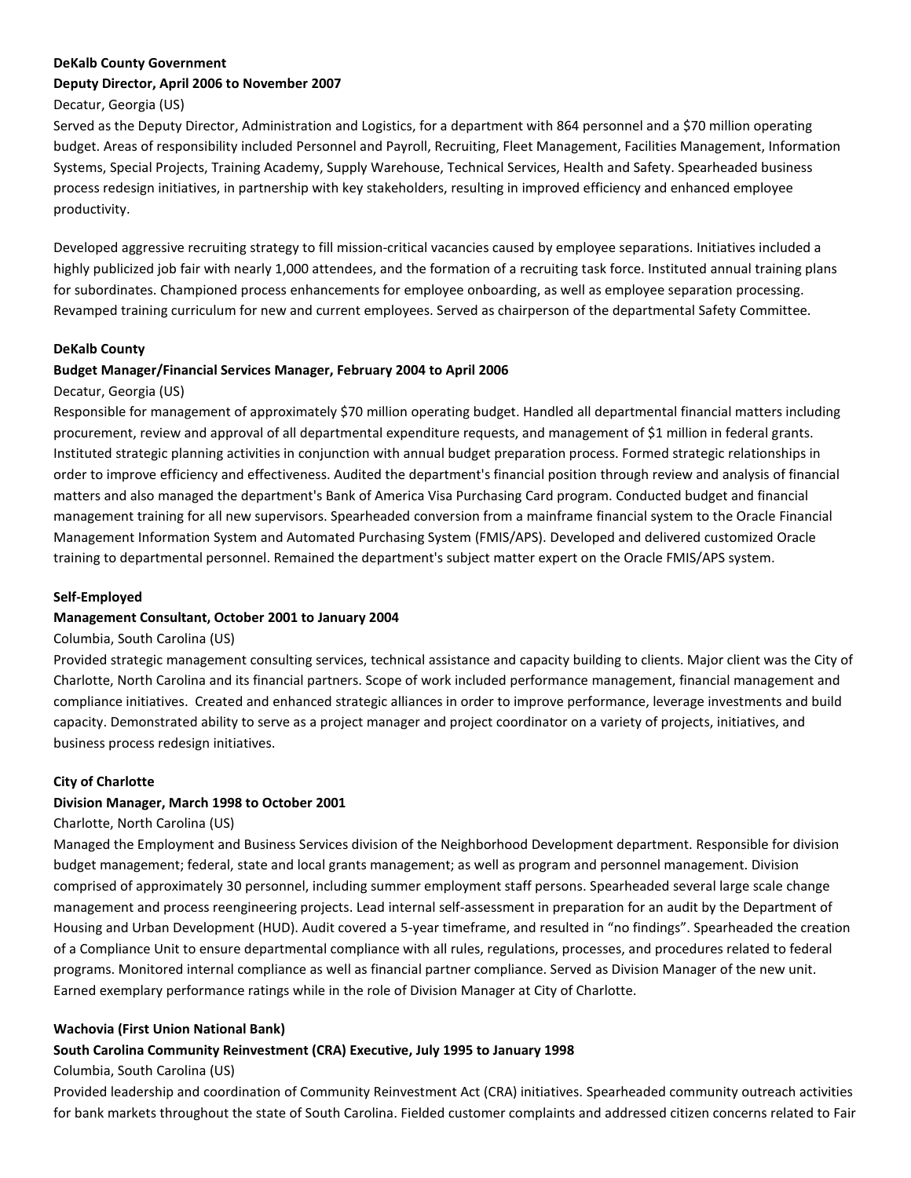**DeKalb County Government**

**Deputy Director, April 2006 to November 2007**

Decatur, Georgia (US)

Served as the Deputy Director, Administration and Logistics, for a department with 864 personnel and a $70 million operating budget. Areas of responsibility included Personnel and Payroll, Recruiting, Fleet Management, Facilities Management, Information Systems, Special Projects, Training Academy, Supply Warehouse, Technical Services, Health and Safety. Spearheaded business process redesign initiatives, in partnership with key stakeholders, resulting in improved efficiency and enhanced employee productivity.

Developed aggressive recruiting strategy to fill mission-critical vacancies caused by employee separations. Initiatives included a highly publicized job fair with nearly 1,000 attendees, and the formation of a recruiting task force. Instituted annual training plans for subordinates. Championed process enhancements for employee onboarding, as well as employee separation processing. Revamped training curriculum for new and current employees. Served as chairperson of the departmental Safety Committee.

**DeKalb County**

**Budget Manager/Financial Services Manager, February 2004 to April 2006**

Decatur, Georgia (US)

Responsible for management of approximately $70 million operating budget. Handled all departmental financial matters including procurement, review and approval of all departmental expenditure requests, and management of $1 million in federal grants. Instituted strategic planning activities in conjunction with annual budget preparation process. Formed strategic relationships in order to improve efficiency and effectiveness. Audited the department's financial position through review and analysis of financial matters and also managed the department's Bank of America Visa Purchasing Card program. Conducted budget and financial management training for all new supervisors. Spearheaded conversion from a mainframe financial system to the Oracle Financial Management Information System and Automated Purchasing System (FMIS/APS). Developed and delivered customized Oracle training to departmental personnel. Remained the department's subject matter expert on the Oracle FMIS/APS system.

**Self-Employed**

**Management Consultant, October 2001 to January 2004**

Columbia, South Carolina (US)

Provided strategic management consulting services, technical assistance and capacity building to clients. Major client was the City of Charlotte, North Carolina and its financial partners. Scope of work included performance management, financial management and compliance initiatives. Created and enhanced strategic alliances in order to improve performance, leverage investments and build capacity. Demonstrated ability to serve as a project manager and project coordinator on a variety of projects, initiatives, and business process redesign initiatives.

**City of Charlotte**

**Division Manager, March 1998 to October 2001**

Charlotte, North Carolina (US)

Managed the Employment and Business Services division of the Neighborhood Development department. Responsible for division budget management; federal, state and local grants management; as well as program and personnel management. Division comprised of approximately 30 personnel, including summer employment staff persons. Spearheaded several large scale change management and process reengineering projects. Lead internal self-assessment in preparation for an audit by the Department of Housing and Urban Development (HUD). Audit covered a 5-year timeframe, and resulted in "no findings". Spearheaded the creation of a Compliance Unit to ensure departmental compliance with all rules, regulations, processes, and procedures related to federal programs. Monitored internal compliance as well as financial partner compliance. Served as Division Manager of the new unit. Earned exemplary performance ratings while in the role of Division Manager at City of Charlotte.

**Wachovia (First Union National Bank)**

**South Carolina Community Reinvestment (CRA) Executive, July 1995 to January 1998**

Columbia, South Carolina (US)

Provided leadership and coordination of Community Reinvestment Act (CRA) initiatives. Spearheaded community outreach activities for bank markets throughout the state of South Carolina. Fielded customer complaints and addressed citizen concerns related to Fair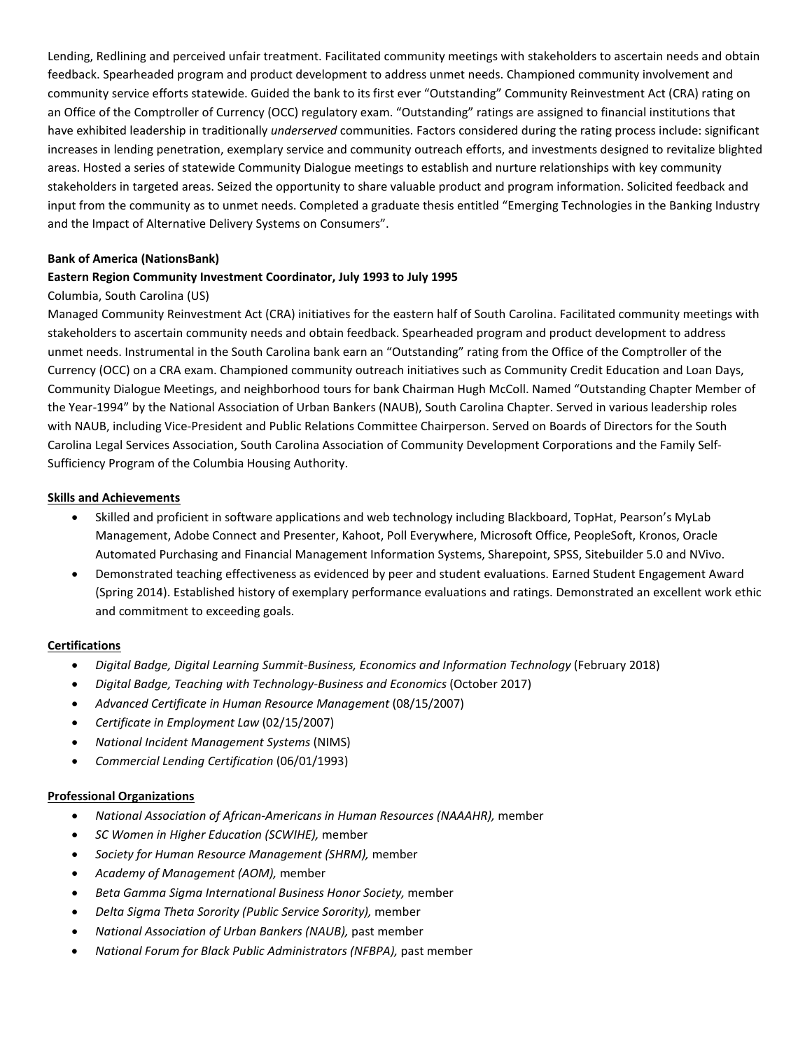Lending, Redlining and perceived unfair treatment. Facilitated community meetings with stakeholders to ascertain needs and obtain feedback. Spearheaded program and product development to address unmet needs. Championed community involvement and community service efforts statewide. Guided the bank to its first ever "Outstanding" Community Reinvestment Act (CRA) rating on an Office of the Comptroller of Currency (OCC) regulatory exam. "Outstanding" ratings are assigned to financial institutions that have exhibited leadership in traditionally *underserved* communities. Factors considered during the rating process include: significant increases in lending penetration, exemplary service and community outreach efforts, and investments designed to revitalize blighted areas. Hosted a series of statewide Community Dialogue meetings to establish and nurture relationships with key community stakeholders in targeted areas. Seized the opportunity to share valuable product and program information. Solicited feedback and input from the community as to unmet needs. Completed a graduate thesis entitled "Emerging Technologies in the Banking Industry and the Impact of Alternative Delivery Systems on Consumers".

**Bank of America (NationsBank)**
**Eastern Region Community Investment Coordinator, July 1993 to July 1995**
Columbia, South Carolina (US)
Managed Community Reinvestment Act (CRA) initiatives for the eastern half of South Carolina. Facilitated community meetings with stakeholders to ascertain community needs and obtain feedback. Spearheaded program and product development to address unmet needs. Instrumental in the South Carolina bank earn an "Outstanding" rating from the Office of the Comptroller of the Currency (OCC) on a CRA exam. Championed community outreach initiatives such as Community Credit Education and Loan Days, Community Dialogue Meetings, and neighborhood tours for bank Chairman Hugh McColl. Named "Outstanding Chapter Member of the Year-1994" by the National Association of Urban Bankers (NAUB), South Carolina Chapter. Served in various leadership roles with NAUB, including Vice-President and Public Relations Committee Chairperson. Served on Boards of Directors for the South Carolina Legal Services Association, South Carolina Association of Community Development Corporations and the Family Self-Sufficiency Program of the Columbia Housing Authority.

**Skills and Achievements**

- Skilled and proficient in software applications and web technology including Blackboard, TopHat, Pearson's MyLab Management, Adobe Connect and Presenter, Kahoot, Poll Everywhere, Microsoft Office, PeopleSoft, Kronos, Oracle Automated Purchasing and Financial Management Information Systems, Sharepoint, SPSS, Sitebuilder 5.0 and NVivo.
- Demonstrated teaching effectiveness as evidenced by peer and student evaluations. Earned Student Engagement Award (Spring 2014). Established history of exemplary performance evaluations and ratings. Demonstrated an excellent work ethic and commitment to exceeding goals.

**Certifications**

- *Digital Badge, Digital Learning Summit-Business, Economics and Information Technology* (February 2018)
- *Digital Badge, Teaching with Technology-Business and Economics* (October 2017)
- *Advanced Certificate in Human Resource Management* (08/15/2007)
- *Certificate in Employment Law* (02/15/2007)
- *National Incident Management Systems* (NIMS)
- *Commercial Lending Certification* (06/01/1993)

**Professional Organizations**

- *National Association of African-Americans in Human Resources (NAAAHR),* member
- *SC Women in Higher Education (SCWIHE),* member
- *Society for Human Resource Management (SHRM),* member
- *Academy of Management (AOM),* member
- *Beta Gamma Sigma International Business Honor Society,* member
- *Delta Sigma Theta Sorority (Public Service Sorority),* member
- *National Association of Urban Bankers (NAUB),* past member
- *National Forum for Black Public Administrators (NFBPA),* past member